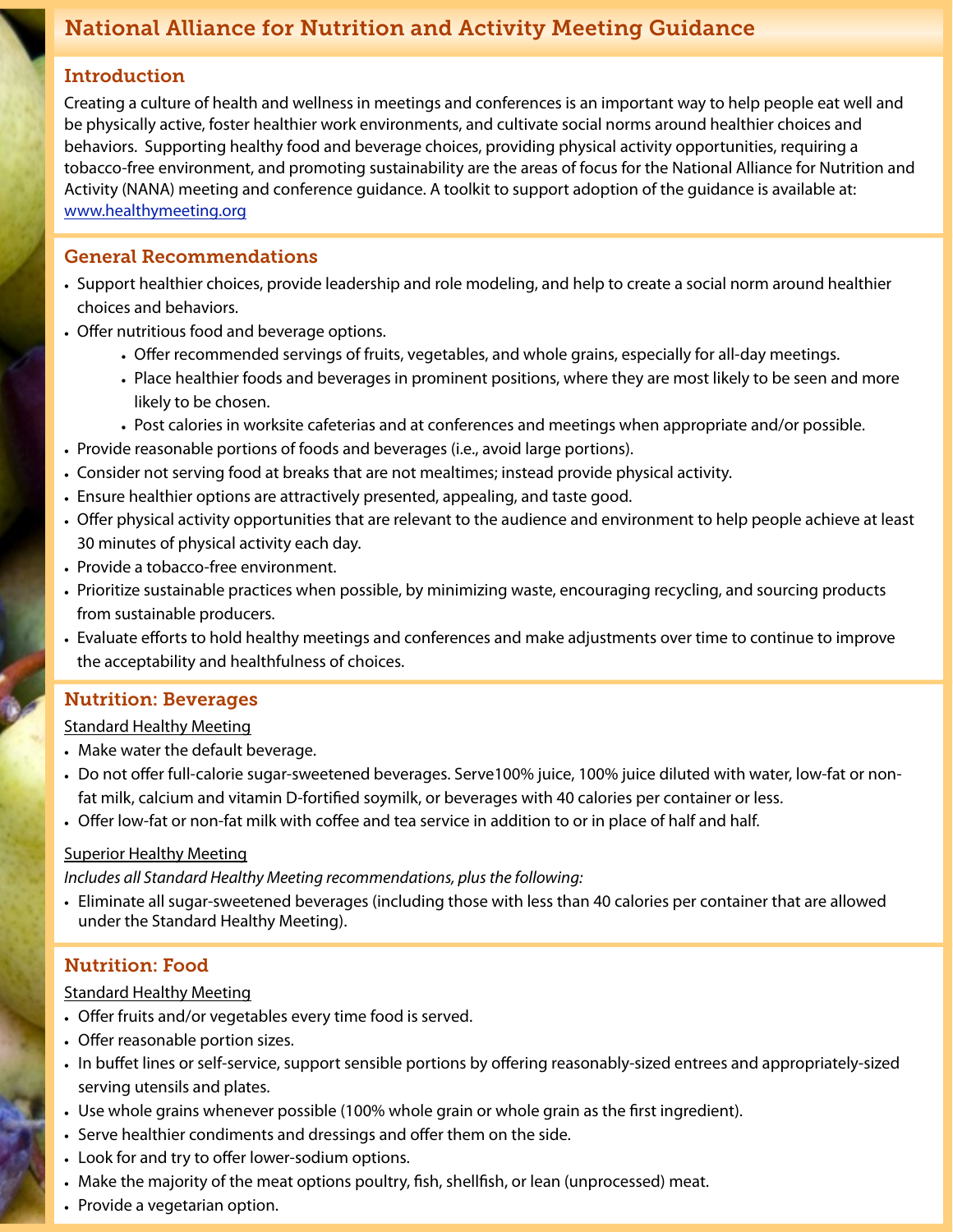# National Alliance for Nutrition and Activity Meeting Guidance

## Introduction

Creating a culture of health and wellness in meetings and conferences is an important way to help people eat well and be physically active, foster healthier work environments, and cultivate social norms around healthier choices and behaviors. Supporting healthy food and beverage choices, providing physical activity opportunities, requiring a tobacco-free environment, and promoting sustainability are the areas of focus for the National Alliance for Nutrition and Activity (NANA) meeting and conference guidance. A toolkit to support adoption of the guidance is available at: www.healthymeeting.org

## General Recommendations

- Support healthier choices, provide leadership and role modeling, and help to create a social norm around healthier choices and behaviors.
- Offer nutritious food and beverage options.
  - Offer recommended servings of fruits, vegetables, and whole grains, especially for all-day meetings.
  - Place healthier foods and beverages in prominent positions, where they are most likely to be seen and more likely to be chosen.
  - Post calories in worksite cafeterias and at conferences and meetings when appropriate and/or possible.
- Provide reasonable portions of foods and beverages (i.e., avoid large portions).
- Consider not serving food at breaks that are not mealtimes; instead provide physical activity.
- Ensure healthier options are attractively presented, appealing, and taste good.
- Offer physical activity opportunities that are relevant to the audience and environment to help people achieve at least 30 minutes of physical activity each day.
- Provide a tobacco-free environment.
- Prioritize sustainable practices when possible, by minimizing waste, encouraging recycling, and sourcing products from sustainable producers.
- Evaluate efforts to hold healthy meetings and conferences and make adjustments over time to continue to improve the acceptability and healthfulness of choices.

## Nutrition: Beverages

Standard Healthy Meeting

- Make water the default beverage.
- Do not offer full-calorie sugar-sweetened beverages. Serve100% juice, 100% juice diluted with water, low-fat or non-fat milk, calcium and vitamin D-fortified soymilk, or beverages with 40 calories per container or less.
- Offer low-fat or non-fat milk with coffee and tea service in addition to or in place of half and half.

Superior Healthy Meeting

*Includes all Standard Healthy Meeting recommendations, plus the following:*

- Eliminate all sugar-sweetened beverages (including those with less than 40 calories per container that are allowed under the Standard Healthy Meeting).

## Nutrition: Food

Standard Healthy Meeting

- Offer fruits and/or vegetables every time food is served.
- Offer reasonable portion sizes.
- In buffet lines or self-service, support sensible portions by offering reasonably-sized entrees and appropriately-sized serving utensils and plates.
- Use whole grains whenever possible (100% whole grain or whole grain as the first ingredient).
- Serve healthier condiments and dressings and offer them on the side.
- Look for and try to offer lower-sodium options.
- Make the majority of the meat options poultry, fish, shellfish, or lean (unprocessed) meat.
- Provide a vegetarian option.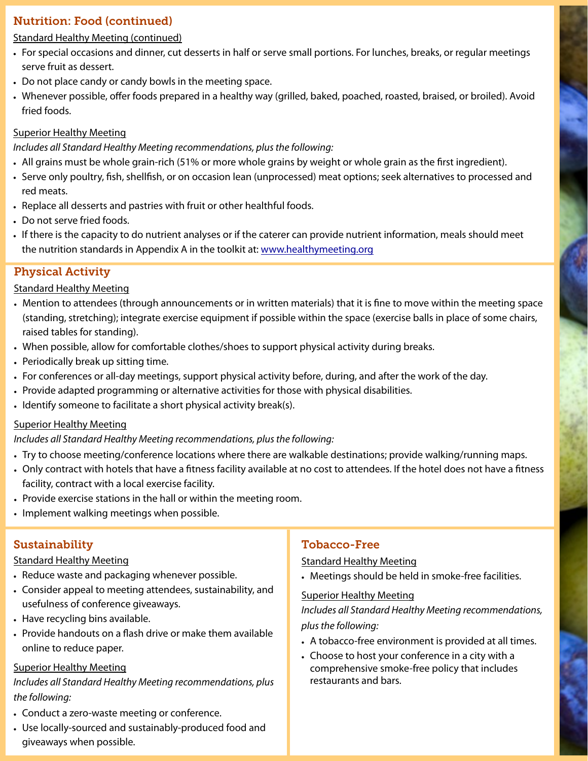## Nutrition: Food (continued)

Standard Healthy Meeting (continued)

- For special occasions and dinner, cut desserts in half or serve small portions. For lunches, breaks, or regular meetings serve fruit as dessert.
- Do not place candy or candy bowls in the meeting space.
- Whenever possible, offer foods prepared in a healthy way (grilled, baked, poached, roasted, braised, or broiled). Avoid fried foods.

Superior Healthy Meeting

*Includes all Standard Healthy Meeting recommendations, plus the following:*

- All grains must be whole grain-rich (51% or more whole grains by weight or whole grain as the first ingredient).
- Serve only poultry, fish, shellfish, or on occasion lean (unprocessed) meat options; seek alternatives to processed and red meats.
- Replace all desserts and pastries with fruit or other healthful foods.
- Do not serve fried foods.
- If there is the capacity to do nutrient analyses or if the caterer can provide nutrient information, meals should meet the nutrition standards in Appendix A in the toolkit at: www.healthymeeting.org

## Physical Activity

Standard Healthy Meeting

- Mention to attendees (through announcements or in written materials) that it is fine to move within the meeting space (standing, stretching); integrate exercise equipment if possible within the space (exercise balls in place of some chairs, raised tables for standing).
- When possible, allow for comfortable clothes/shoes to support physical activity during breaks.
- Periodically break up sitting time.
- For conferences or all-day meetings, support physical activity before, during, and after the work of the day.
- Provide adapted programming or alternative activities for those with physical disabilities.
- Identify someone to facilitate a short physical activity break(s).

Superior Healthy Meeting

*Includes all Standard Healthy Meeting recommendations, plus the following:*

- Try to choose meeting/conference locations where there are walkable destinations; provide walking/running maps.
- Only contract with hotels that have a fitness facility available at no cost to attendees. If the hotel does not have a fitness facility, contract with a local exercise facility.
- Provide exercise stations in the hall or within the meeting room.
- Implement walking meetings when possible.

## Sustainability

Standard Healthy Meeting

- Reduce waste and packaging whenever possible.
- Consider appeal to meeting attendees, sustainability, and usefulness of conference giveaways.
- Have recycling bins available.
- Provide handouts on a flash drive or make them available online to reduce paper.

Superior Healthy Meeting

*Includes all Standard Healthy Meeting recommendations, plus the following:*

- Conduct a zero-waste meeting or conference.
- Use locally-sourced and sustainably-produced food and giveaways when possible.

## Tobacco-Free

Standard Healthy Meeting

- Meetings should be held in smoke-free facilities.

Superior Healthy Meeting

*Includes all Standard Healthy Meeting recommendations, plus the following:*

- A tobacco-free environment is provided at all times.
- Choose to host your conference in a city with a comprehensive smoke-free policy that includes restaurants and bars.